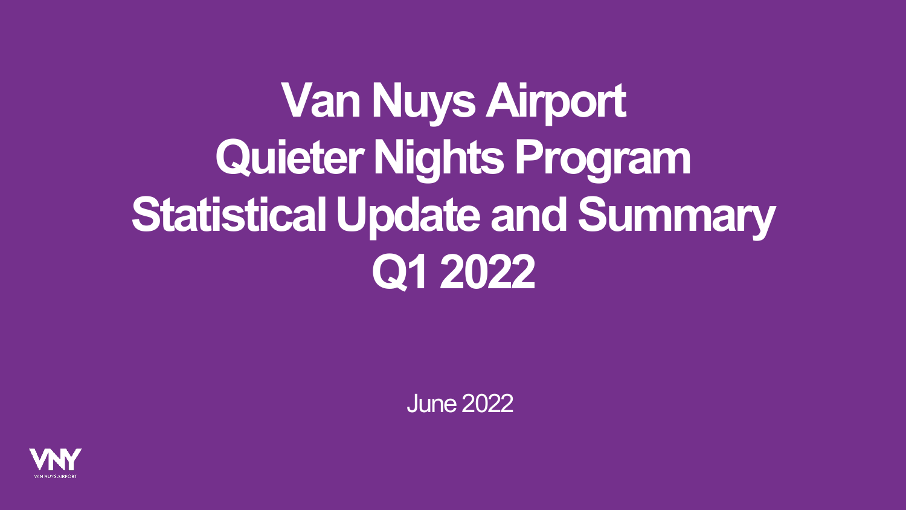# Van Nuys Airport
# Quieter Nights Program
# Statistical Update and Summary
# Q1 2022

June 2022

VNY
VAN NUYS AIRPORT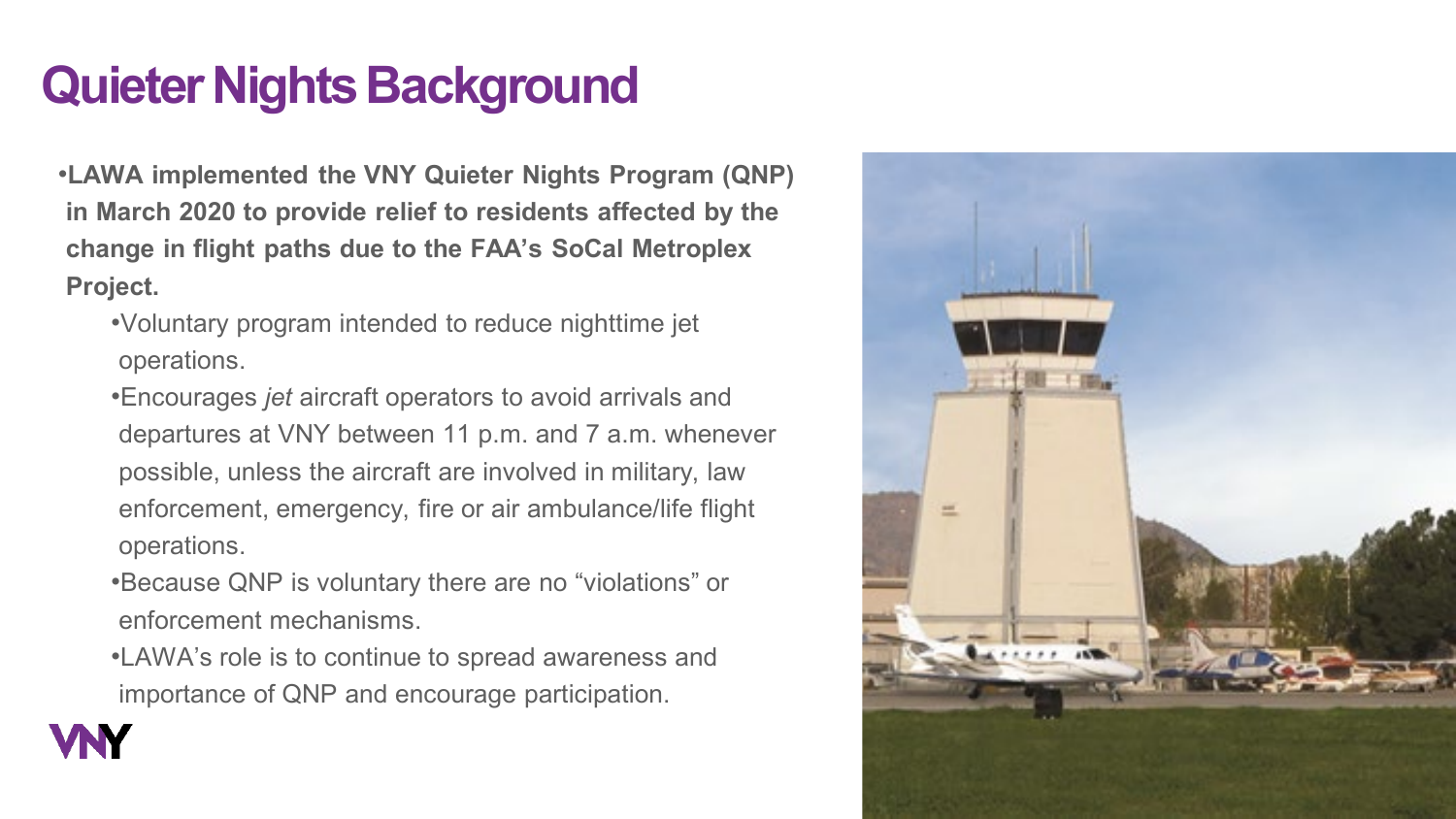# Quieter Nights Background

- **LAWA implemented the VNY Quieter Nights Program (QNP) in March 2020 to provide relief to residents affected by the change in flight paths due to the FAA's SoCal Metroplex Project.**
  - Voluntary program intended to reduce nighttime jet operations.
  - Encourages *jet* aircraft operators to avoid arrivals and departures at VNY between 11 p.m. and 7 a.m. whenever possible, unless the aircraft are involved in military, law enforcement, emergency, fire or air ambulance/life flight operations.
  - Because QNP is voluntary there are no "violations" or enforcement mechanisms.
  - LAWA's role is to continue to spread awareness and importance of QNP and encourage participation.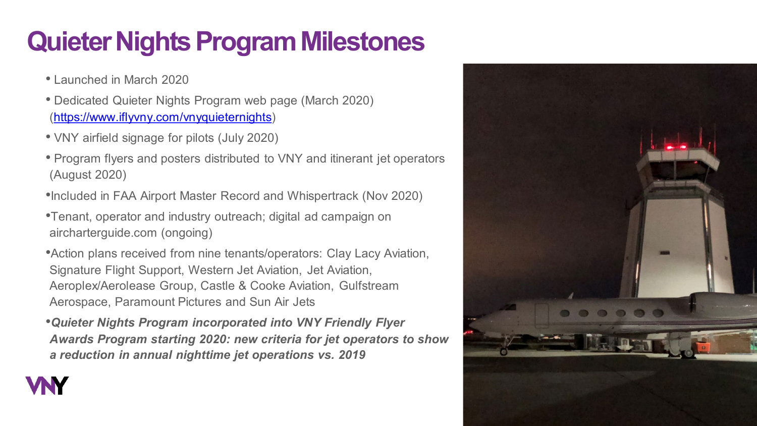# Quieter Nights Program Milestones

- Launched in March 2020
- Dedicated Quieter Nights Program web page (March 2020) ([https://www.iflyvny.com/vnyquieternights](https://www.iflyvny.com/vnyquieternights))
- VNY airfield signage for pilots (July 2020)
- Program flyers and posters distributed to VNY and itinerant jet operators (August 2020)
- Included in FAA Airport Master Record and Whispertrack (Nov 2020)
- Tenant, operator and industry outreach; digital ad campaign on aircharterguide.com (ongoing)
- Action plans received from nine tenants/operators: Clay Lacy Aviation, Signature Flight Support, Western Jet Aviation, Jet Aviation, Aeroplex/Aerolease Group, Castle & Cooke Aviation, Gulfstream Aerospace, Paramount Pictures and Sun Air Jets
- ***Quieter Nights Program incorporated into VNY Friendly Flyer Awards Program starting 2020: new criteria for jet operators to show a reduction in annual nighttime jet operations vs. 2019***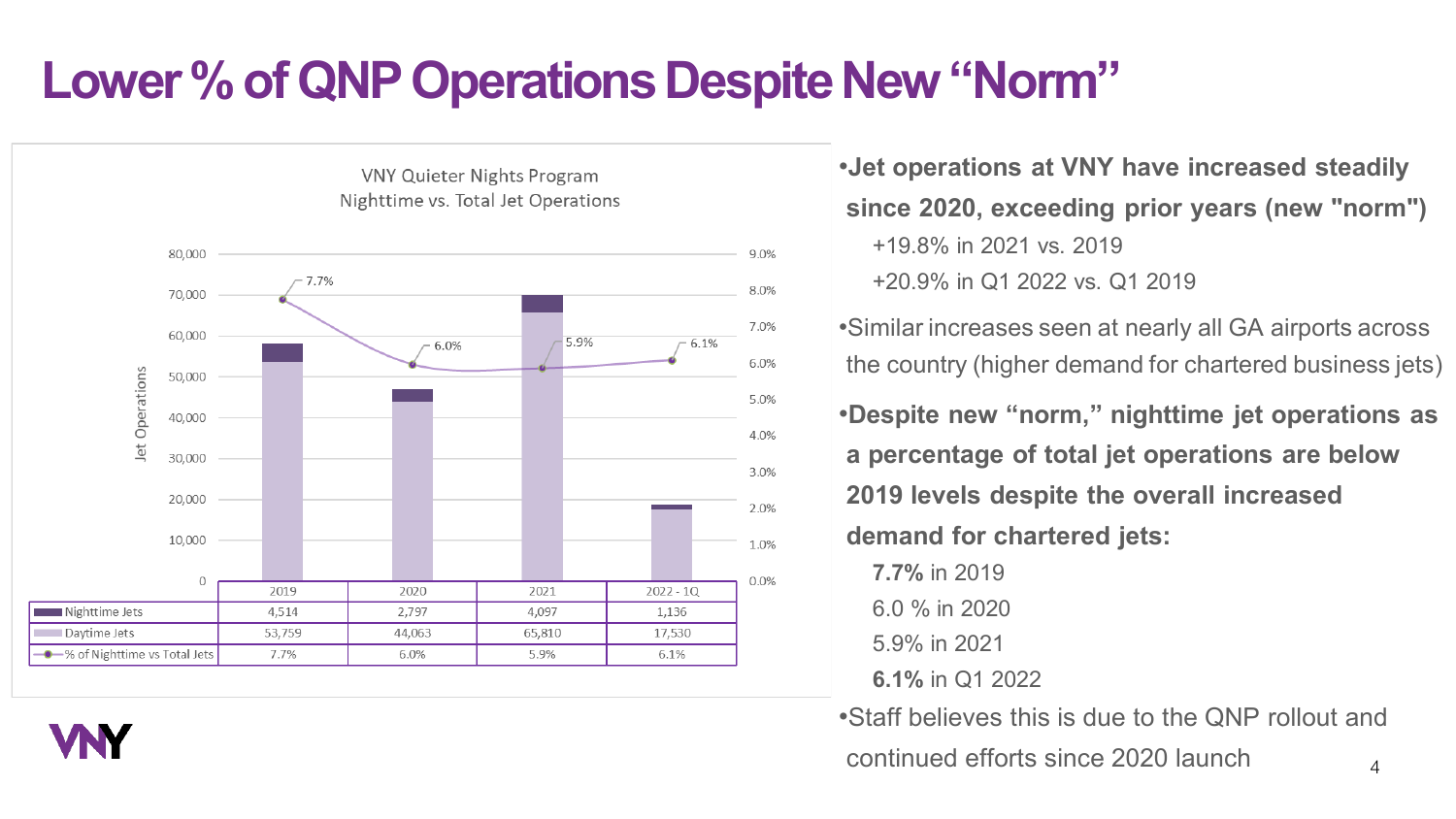# Lower % of QNP Operations Despite New "Norm"

VNY Quieter Nights Program
Nighttime vs. Total Jet Operations

Jet Operations

80,000
70,000
60,000
50,000
40,000
30,000
20,000
10,000
0

9.0%
8.0%
7.0%
6.0%
5.0%
4.0%
3.0%
2.0%
1.0%
0.0%

7.7%
6.0%
5.9%
6.1%

| | 2019 | 2020 | 2021 | 2022 - 1Q |
|---|---|---|---|---|
| Nighttime Jets | 4,514 | 2,797 | 4,097 | 1,136 |
| Daytime Jets | 53,759 | 44,063 | 65,810 | 17,530 |
| % of Nighttime vs Total Jets | 7.7% | 6.0% | 5.9% | 6.1% |

- **Jet operations at VNY have increased steadily since 2020, exceeding prior years (new "norm")**
  - +19.8% in 2021 vs. 2019
  - +20.9% in Q1 2022 vs. Q1 2019
- Similar increases seen at nearly all GA airports across the country (higher demand for chartered business jets)
- **Despite new "norm," nighttime jet operations as a percentage of total jet operations are below 2019 levels despite the overall increased demand for chartered jets:**
  - **7.7%** in 2019
  - 6.0 % in 2020
  - 5.9% in 2021
  - **6.1%** in Q1 2022
- Staff believes this is due to the QNP rollout and continued efforts since 2020 launch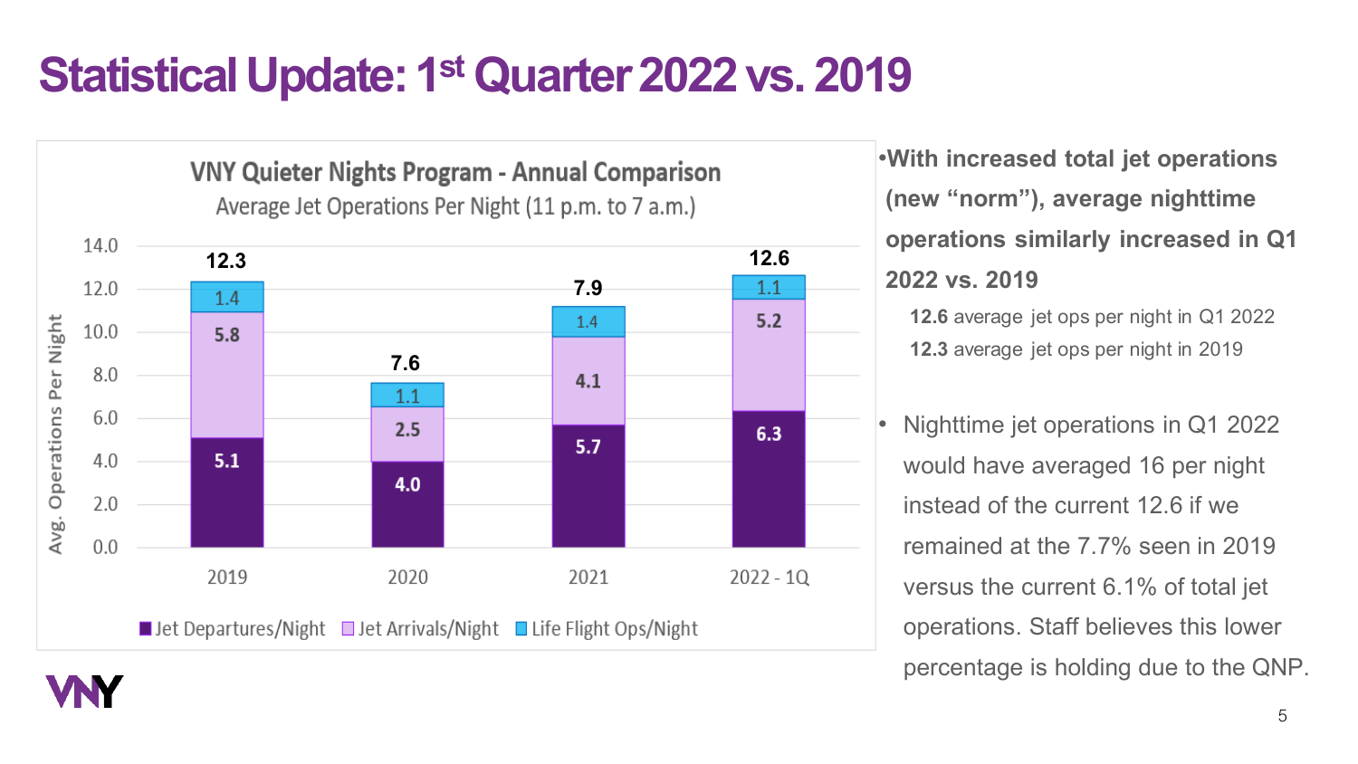# Statistical Update: 1st Quarter 2022 vs. 2019

VNY Quieter Nights Program - Annual Comparison

Average Jet Operations Per Night (11 p.m. to 7 a.m.)

Avg. Operations Per Night

14.0
12.0
10.0
8.0
6.0
4.0
2.0
0.0

2019: 12.3 — 5.1, 5.8, 1.4

2020: 7.6 — 4.0, 2.5, 1.1

2021: 7.9 — 5.7, 4.1, 1.4

2022 - 1Q: 12.6 — 6.3, 5.2, 1.1

Jet Departures/Night, Jet Arrivals/Night, Life Flight Ops/Night

- **With increased total jet operations (new "norm"), average nighttime operations similarly increased in Q1 2022 vs. 2019**
  - **12.6** average jet ops per night in Q1 2022
  - **12.3** average jet ops per night in 2019

- Nighttime jet operations in Q1 2022 would have averaged 16 per night instead of the current 12.6 if we remained at the 7.7% seen in 2019 versus the current 6.1% of total jet operations. Staff believes this lower percentage is holding due to the QNP.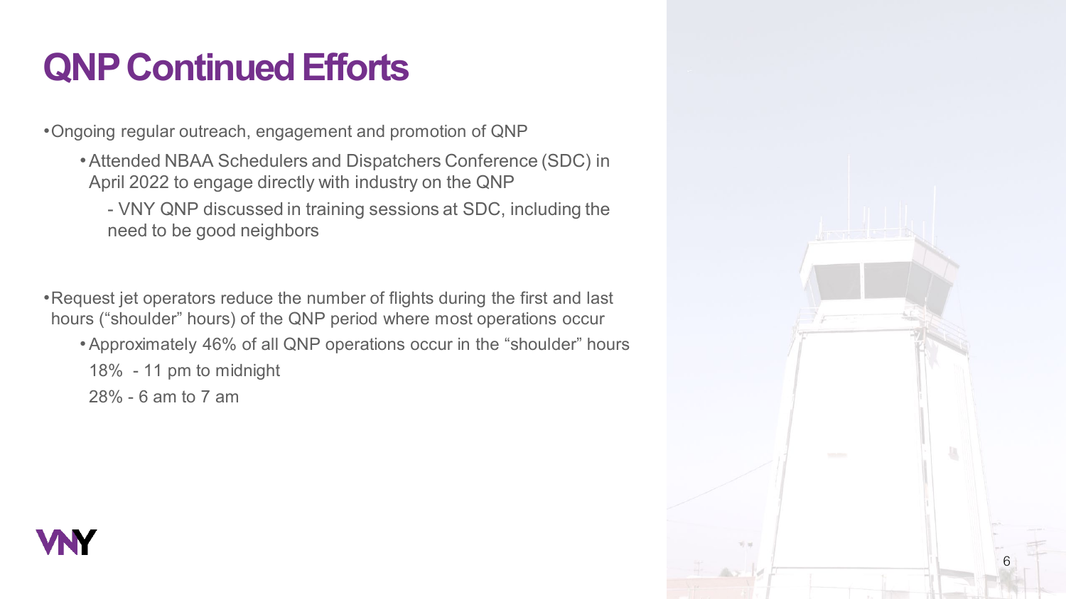# QNP Continued Efforts

- Ongoing regular outreach, engagement and promotion of QNP
  - Attended NBAA Schedulers and Dispatchers Conference (SDC) in April 2022 to engage directly with industry on the QNP
    - VNY QNP discussed in training sessions at SDC, including the need to be good neighbors

- Request jet operators reduce the number of flights during the first and last hours ("shoulder" hours) of the QNP period where most operations occur
  - Approximately 46% of all QNP operations occur in the "shoulder" hours

    18% - 11 pm to midnight

    28% - 6 am to 7 am

VNY